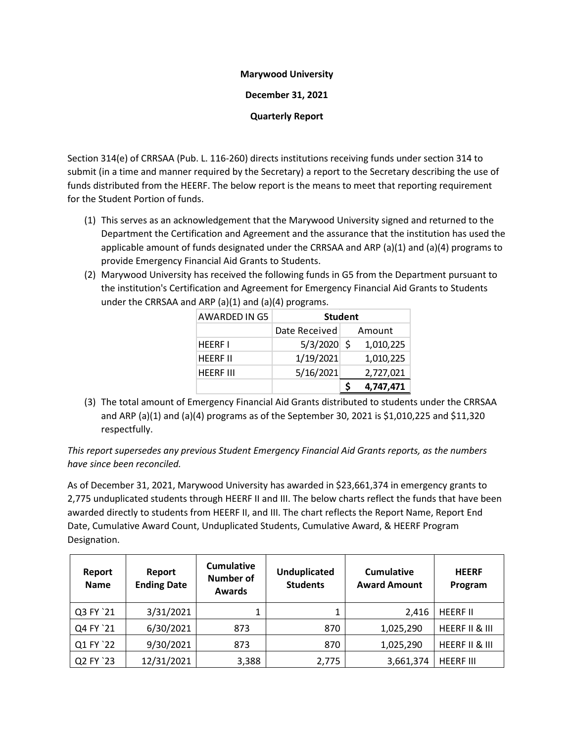**Marywood University**

**December 31, 2021**

**Quarterly Report**

Section 314(e) of CRRSAA (Pub. L. 116-260) directs institutions receiving funds under section 314 to submit (in a time and manner required by the Secretary) a report to the Secretary describing the use of funds distributed from the HEERF. The below report is the means to meet that reporting requirement for the Student Portion of funds.

(1) This serves as an acknowledgement that the Marywood University signed and returned to the Department the Certification and Agreement and the assurance that the institution has used the applicable amount of funds designated under the CRRSAA and ARP (a)(1) and (a)(4) programs to provide Emergency Financial Aid Grants to Students.

(2) Marywood University has received the following funds in G5 from the Department pursuant to the institution's Certification and Agreement for Emergency Financial Aid Grants to Students under the CRRSAA and ARP (a)(1) and (a)(4) programs.

| AWARDED IN G5 | **Student** | |
|---|---|---|
| | Date Received | Amount |
| HEERF I | 5/3/2020 | $ 1,010,225 |
| HEERF II | 1/19/2021 | 1,010,225 |
| HEERF III | 5/16/2021 | 2,727,021 |
| | | **$ 4,747,471** |

(3) The total amount of Emergency Financial Aid Grants distributed to students under the CRRSAA and ARP (a)(1) and (a)(4) programs as of the September 30, 2021 is $1,010,225 and $11,320 respectfully.

*This report supersedes any previous Student Emergency Financial Aid Grants reports, as the numbers have since been reconciled.*

As of December 31, 2021, Marywood University has awarded in $23,661,374 in emergency grants to 2,775 unduplicated students through HEERF II and III. The below charts reflect the funds that have been awarded directly to students from HEERF II, and III. The chart reflects the Report Name, Report End Date, Cumulative Award Count, Unduplicated Students, Cumulative Award, & HEERF Program Designation.

| Report Name | Report Ending Date | Cumulative Number of Awards | Unduplicated Students | Cumulative Award Amount | HEERF Program |
|---|---|---|---|---|---|
| Q3 FY `21 | 3/31/2021 | 1 | 1 | 2,416 | HEERF II |
| Q4 FY `21 | 6/30/2021 | 873 | 870 | 1,025,290 | HEERF II & III |
| Q1 FY `22 | 9/30/2021 | 873 | 870 | 1,025,290 | HEERF II & III |
| Q2 FY `23 | 12/31/2021 | 3,388 | 2,775 | 3,661,374 | HEERF III |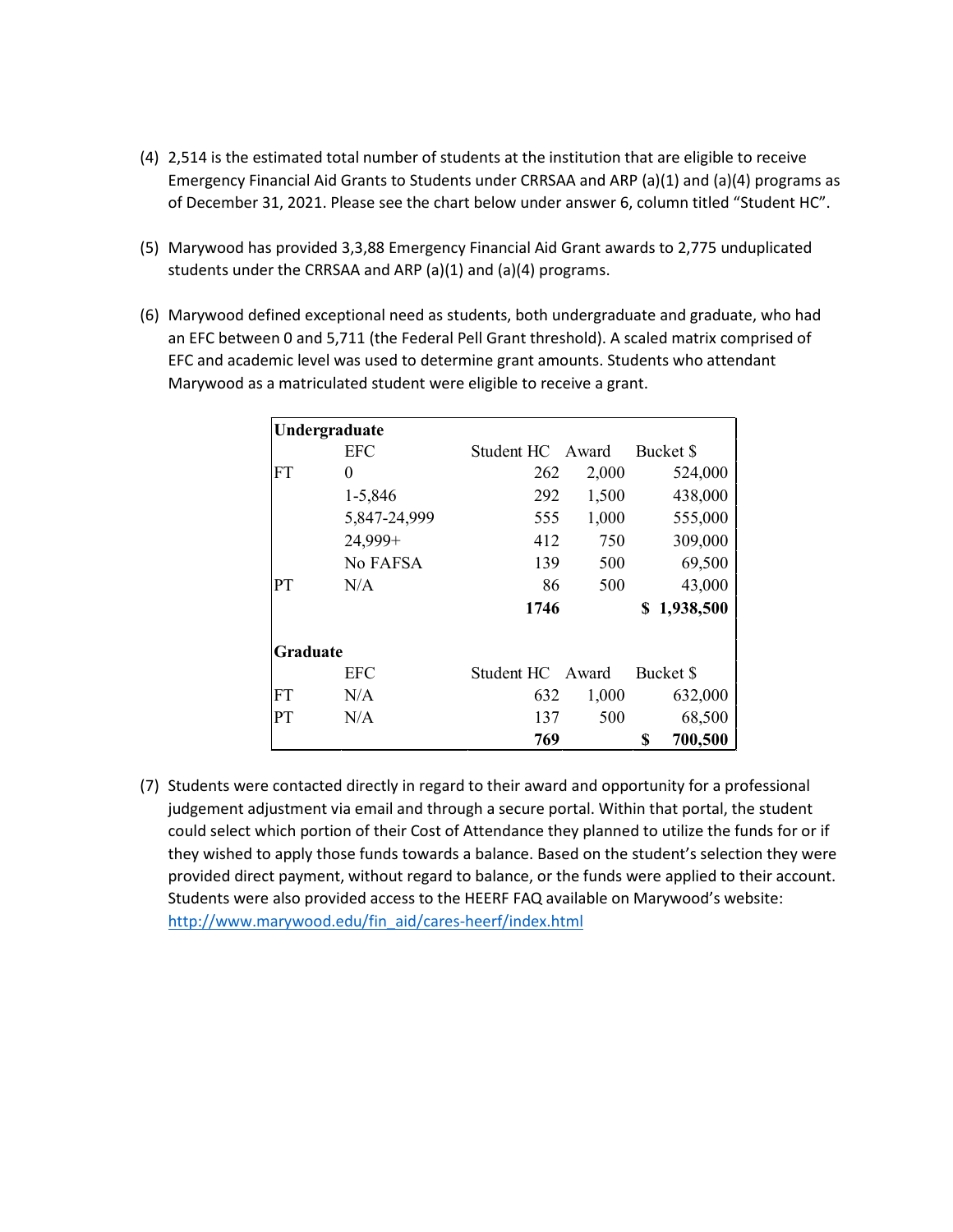(4) 2,514 is the estimated total number of students at the institution that are eligible to receive Emergency Financial Aid Grants to Students under CRRSAA and ARP (a)(1) and (a)(4) programs as of December 31, 2021. Please see the chart below under answer 6, column titled "Student HC".

(5) Marywood has provided 3,3,88 Emergency Financial Aid Grant awards to 2,775 unduplicated students under the CRRSAA and ARP (a)(1) and (a)(4) programs.

(6) Marywood defined exceptional need as students, both undergraduate and graduate, who had an EFC between 0 and 5,711 (the Federal Pell Grant threshold). A scaled matrix comprised of EFC and academic level was used to determine grant amounts. Students who attendant Marywood as a matriculated student were eligible to receive a grant.

| | | | | |
|---|---|---|---|---|
| **Undergraduate** | | | | |
| | EFC | Student HC | Award | Bucket $ |
| FT | 0 | 262 | 2,000 | 524,000 |
| | 1-5,846 | 292 | 1,500 | 438,000 |
| | 5,847-24,999 | 555 | 1,000 | 555,000 |
| | 24,999+ | 412 | 750 | 309,000 |
| | No FAFSA | 139 | 500 | 69,500 |
| PT | N/A | 86 | 500 | 43,000 |
| | | **1746** | | **$ 1,938,500** |
| **Graduate** | | | | |
| | EFC | Student HC | Award | Bucket $ |
| FT | N/A | 632 | 1,000 | 632,000 |
| PT | N/A | 137 | 500 | 68,500 |
| | | **769** | | **$ 700,500** |

(7) Students were contacted directly in regard to their award and opportunity for a professional judgement adjustment via email and through a secure portal. Within that portal, the student could select which portion of their Cost of Attendance they planned to utilize the funds for or if they wished to apply those funds towards a balance. Based on the student's selection they were provided direct payment, without regard to balance, or the funds were applied to their account. Students were also provided access to the HEERF FAQ available on Marywood's website: http://www.marywood.edu/fin_aid/cares-heerf/index.html